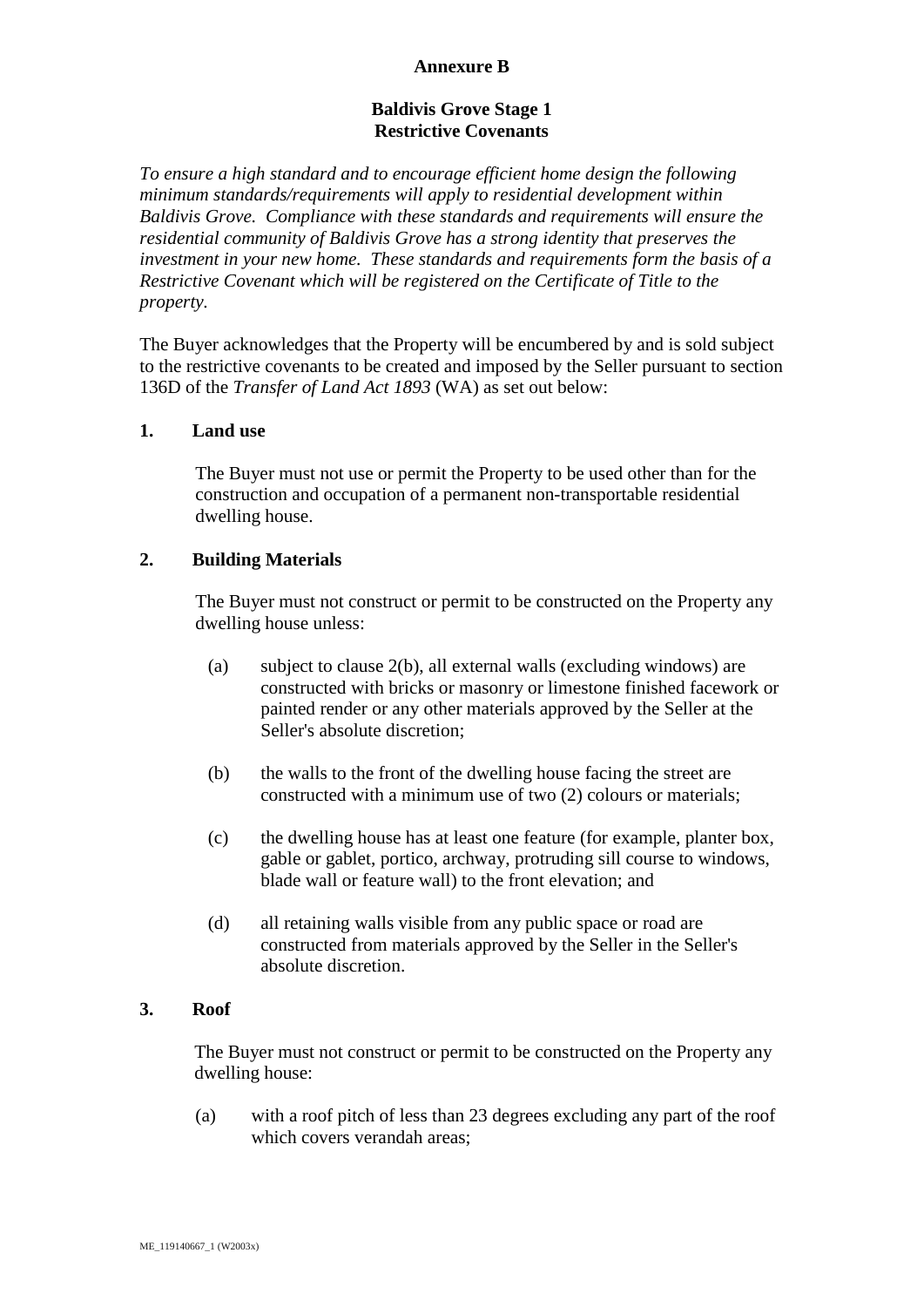# Annexure B

## Baldivis Grove Stage 1
## Restrictive Covenants

*To ensure a high standard and to encourage efficient home design the following minimum standards/requirements will apply to residential development within Baldivis Grove. Compliance with these standards and requirements will ensure the residential community of Baldivis Grove has a strong identity that preserves the investment in your new home. These standards and requirements form the basis of a Restrictive Covenant which will be registered on the Certificate of Title to the property.*

The Buyer acknowledges that the Property will be encumbered by and is sold subject to the restrictive covenants to be created and imposed by the Seller pursuant to section 136D of the *Transfer of Land Act 1893* (WA) as set out below:

**1. Land use**

The Buyer must not use or permit the Property to be used other than for the construction and occupation of a permanent non-transportable residential dwelling house.

**2. Building Materials**

The Buyer must not construct or permit to be constructed on the Property any dwelling house unless:

(a) subject to clause 2(b), all external walls (excluding windows) are constructed with bricks or masonry or limestone finished facework or painted render or any other materials approved by the Seller at the Seller's absolute discretion;

(b) the walls to the front of the dwelling house facing the street are constructed with a minimum use of two (2) colours or materials;

(c) the dwelling house has at least one feature (for example, planter box, gable or gablet, portico, archway, protruding sill course to windows, blade wall or feature wall) to the front elevation; and

(d) all retaining walls visible from any public space or road are constructed from materials approved by the Seller in the Seller's absolute discretion.

**3. Roof**

The Buyer must not construct or permit to be constructed on the Property any dwelling house:

(a) with a roof pitch of less than 23 degrees excluding any part of the roof which covers verandah areas;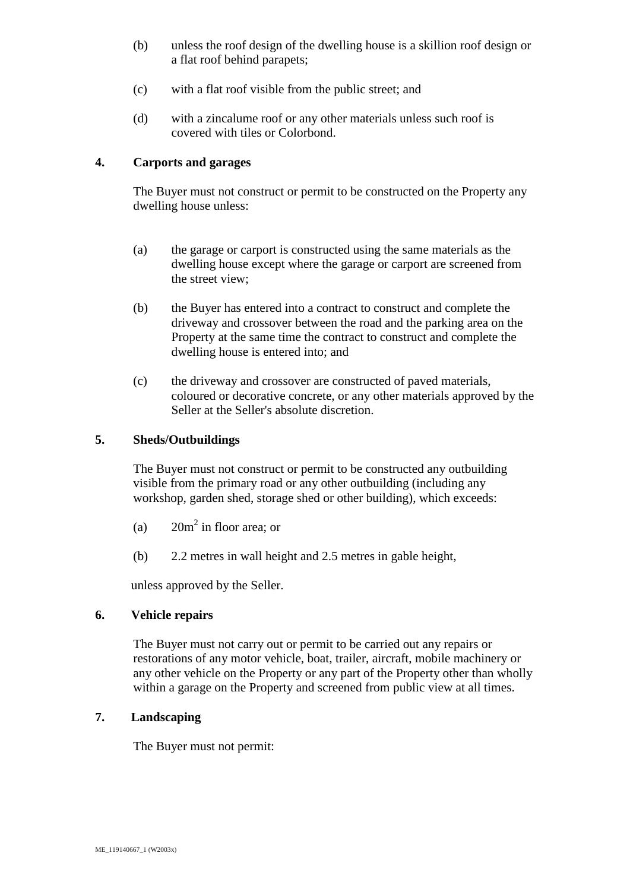(b) unless the roof design of the dwelling house is a skillion roof design or a flat roof behind parapets;

(c) with a flat roof visible from the public street; and

(d) with a zincalume roof or any other materials unless such roof is covered with tiles or Colorbond.

**4. Carports and garages**

The Buyer must not construct or permit to be constructed on the Property any dwelling house unless:

(a) the garage or carport is constructed using the same materials as the dwelling house except where the garage or carport are screened from the street view;

(b) the Buyer has entered into a contract to construct and complete the driveway and crossover between the road and the parking area on the Property at the same time the contract to construct and complete the dwelling house is entered into; and

(c) the driveway and crossover are constructed of paved materials, coloured or decorative concrete, or any other materials approved by the Seller at the Seller's absolute discretion.

**5. Sheds/Outbuildings**

The Buyer must not construct or permit to be constructed any outbuilding visible from the primary road or any other outbuilding (including any workshop, garden shed, storage shed or other building), which exceeds:

(a) $20m^2$ in floor area; or

(b) 2.2 metres in wall height and 2.5 metres in gable height,

unless approved by the Seller.

**6. Vehicle repairs**

The Buyer must not carry out or permit to be carried out any repairs or restorations of any motor vehicle, boat, trailer, aircraft, mobile machinery or any other vehicle on the Property or any part of the Property other than wholly within a garage on the Property and screened from public view at all times.

**7. Landscaping**

The Buyer must not permit: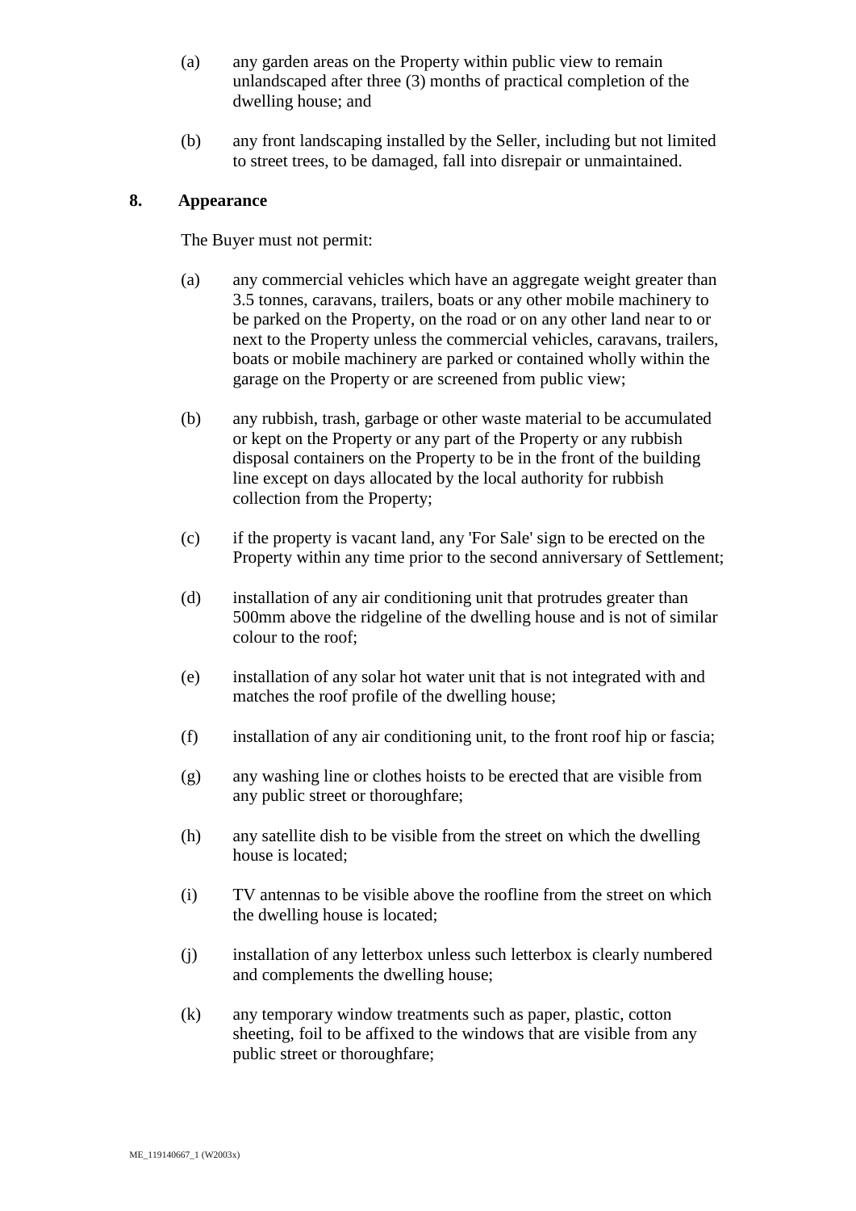(a) any garden areas on the Property within public view to remain unlandscaped after three (3) months of practical completion of the dwelling house; and

(b) any front landscaping installed by the Seller, including but not limited to street trees, to be damaged, fall into disrepair or unmaintained.

## 8. Appearance

The Buyer must not permit:

(a) any commercial vehicles which have an aggregate weight greater than 3.5 tonnes, caravans, trailers, boats or any other mobile machinery to be parked on the Property, on the road or on any other land near to or next to the Property unless the commercial vehicles, caravans, trailers, boats or mobile machinery are parked or contained wholly within the garage on the Property or are screened from public view;

(b) any rubbish, trash, garbage or other waste material to be accumulated or kept on the Property or any part of the Property or any rubbish disposal containers on the Property to be in the front of the building line except on days allocated by the local authority for rubbish collection from the Property;

(c) if the property is vacant land, any 'For Sale' sign to be erected on the Property within any time prior to the second anniversary of Settlement;

(d) installation of any air conditioning unit that protrudes greater than 500mm above the ridgeline of the dwelling house and is not of similar colour to the roof;

(e) installation of any solar hot water unit that is not integrated with and matches the roof profile of the dwelling house;

(f) installation of any air conditioning unit, to the front roof hip or fascia;

(g) any washing line or clothes hoists to be erected that are visible from any public street or thoroughfare;

(h) any satellite dish to be visible from the street on which the dwelling house is located;

(i) TV antennas to be visible above the roofline from the street on which the dwelling house is located;

(j) installation of any letterbox unless such letterbox is clearly numbered and complements the dwelling house;

(k) any temporary window treatments such as paper, plastic, cotton sheeting, foil to be affixed to the windows that are visible from any public street or thoroughfare;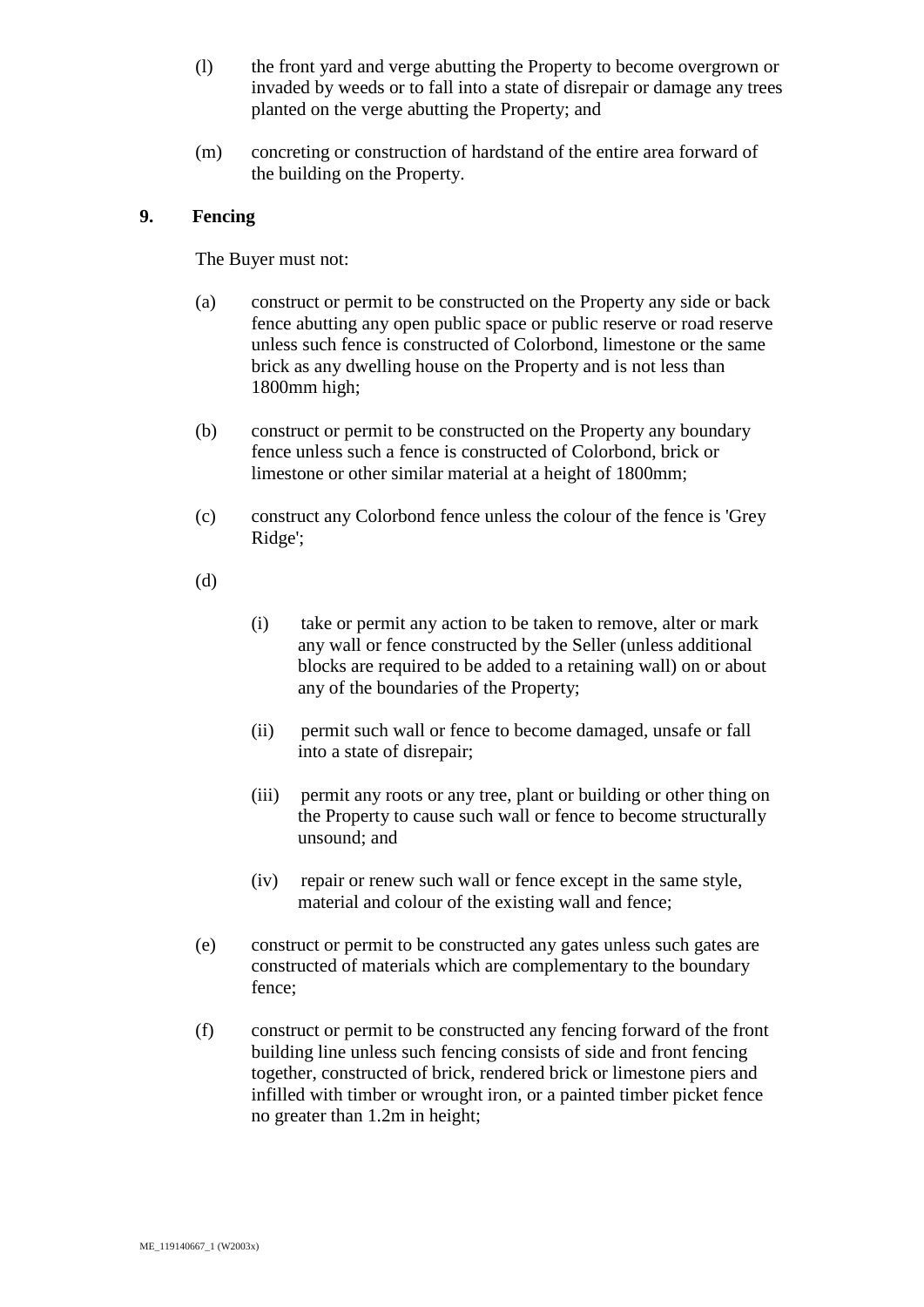(l) the front yard and verge abutting the Property to become overgrown or invaded by weeds or to fall into a state of disrepair or damage any trees planted on the verge abutting the Property; and

(m) concreting or construction of hardstand of the entire area forward of the building on the Property.

## 9. Fencing

The Buyer must not:

(a) construct or permit to be constructed on the Property any side or back fence abutting any open public space or public reserve or road reserve unless such fence is constructed of Colorbond, limestone or the same brick as any dwelling house on the Property and is not less than 1800mm high;

(b) construct or permit to be constructed on the Property any boundary fence unless such a fence is constructed of Colorbond, brick or limestone or other similar material at a height of 1800mm;

(c) construct any Colorbond fence unless the colour of the fence is 'Grey Ridge';

(d)

- (i) take or permit any action to be taken to remove, alter or mark any wall or fence constructed by the Seller (unless additional blocks are required to be added to a retaining wall) on or about any of the boundaries of the Property;
- (ii) permit such wall or fence to become damaged, unsafe or fall into a state of disrepair;
- (iii) permit any roots or any tree, plant or building or other thing on the Property to cause such wall or fence to become structurally unsound; and
- (iv) repair or renew such wall or fence except in the same style, material and colour of the existing wall and fence;

(e) construct or permit to be constructed any gates unless such gates are constructed of materials which are complementary to the boundary fence;

(f) construct or permit to be constructed any fencing forward of the front building line unless such fencing consists of side and front fencing together, constructed of brick, rendered brick or limestone piers and infilled with timber or wrought iron, or a painted timber picket fence no greater than 1.2m in height;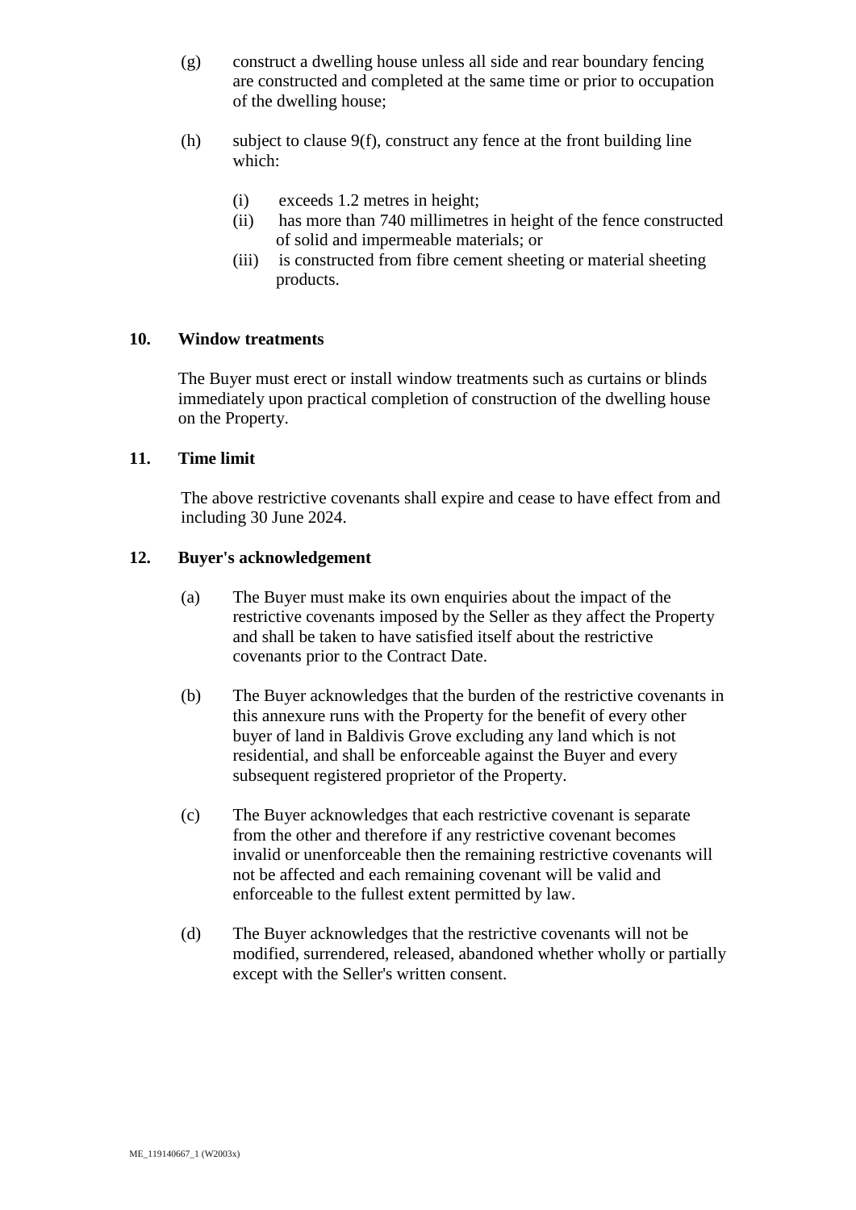(g) construct a dwelling house unless all side and rear boundary fencing are constructed and completed at the same time or prior to occupation of the dwelling house;

(h) subject to clause 9(f), construct any fence at the front building line which:

  (i) exceeds 1.2 metres in height;
  (ii) has more than 740 millimetres in height of the fence constructed of solid and impermeable materials; or
  (iii) is constructed from fibre cement sheeting or material sheeting products.

**10. Window treatments**

The Buyer must erect or install window treatments such as curtains or blinds immediately upon practical completion of construction of the dwelling house on the Property.

**11. Time limit**

The above restrictive covenants shall expire and cease to have effect from and including 30 June 2024.

**12. Buyer's acknowledgement**

(a) The Buyer must make its own enquiries about the impact of the restrictive covenants imposed by the Seller as they affect the Property and shall be taken to have satisfied itself about the restrictive covenants prior to the Contract Date.

(b) The Buyer acknowledges that the burden of the restrictive covenants in this annexure runs with the Property for the benefit of every other buyer of land in Baldivis Grove excluding any land which is not residential, and shall be enforceable against the Buyer and every subsequent registered proprietor of the Property.

(c) The Buyer acknowledges that each restrictive covenant is separate from the other and therefore if any restrictive covenant becomes invalid or unenforceable then the remaining restrictive covenants will not be affected and each remaining covenant will be valid and enforceable to the fullest extent permitted by law.

(d) The Buyer acknowledges that the restrictive covenants will not be modified, surrendered, released, abandoned whether wholly or partially except with the Seller's written consent.

ME_119140667_1 (W2003x)